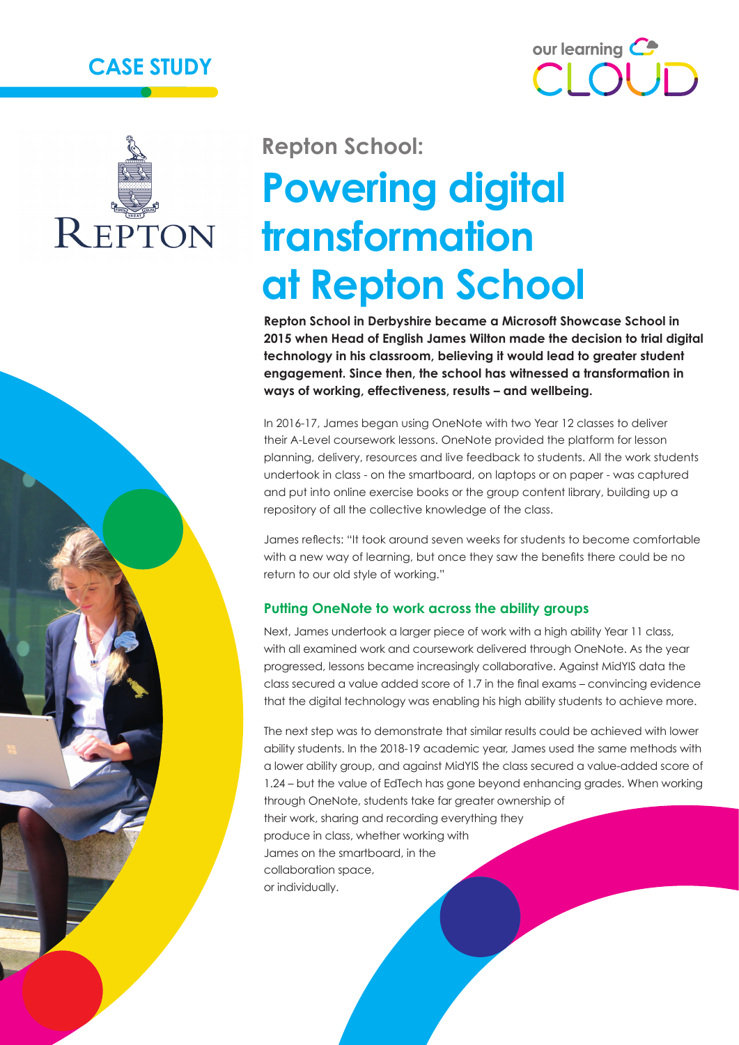CASE STUDY

our learning CLOUD

REPTON

## Repton School:

# Powering digital transformation at Repton School

**Repton School in Derbyshire became a Microsoft Showcase School in 2015 when Head of English James Wilton made the decision to trial digital technology in his classroom, believing it would lead to greater student engagement. Since then, the school has witnessed a transformation in ways of working, effectiveness, results – and wellbeing.**

In 2016-17, James began using OneNote with two Year 12 classes to deliver their A-Level coursework lessons. OneNote provided the platform for lesson planning, delivery, resources and live feedback to students. All the work students undertook in class - on the smartboard, on laptops or on paper - was captured and put into online exercise books or the group content library, building up a repository of all the collective knowledge of the class.

James reflects: "It took around seven weeks for students to become comfortable with a new way of learning, but once they saw the benefits there could be no return to our old style of working."

### Putting OneNote to work across the ability groups

Next, James undertook a larger piece of work with a high ability Year 11 class, with all examined work and coursework delivered through OneNote. As the year progressed, lessons became increasingly collaborative. Against MidYIS data the class secured a value added score of 1.7 in the final exams – convincing evidence that the digital technology was enabling his high ability students to achieve more.

The next step was to demonstrate that similar results could be achieved with lower ability students. In the 2018-19 academic year, James used the same methods with a lower ability group, and against MidYIS the class secured a value-added score of 1.24 – but the value of EdTech has gone beyond enhancing grades. When working through OneNote, students take far greater ownership of their work, sharing and recording everything they produce in class, whether working with James on the smartboard, in the collaboration space, or individually.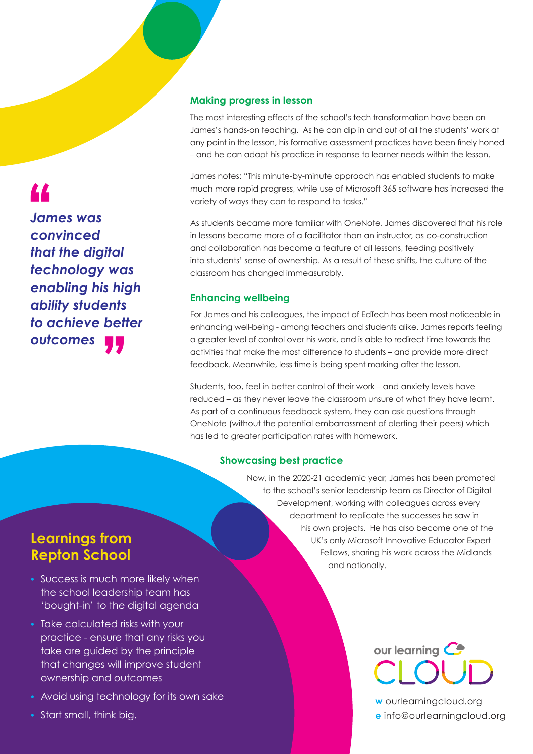> *James was convinced that the digital technology was enabling his high ability students to achieve better outcomes*

### Making progress in lesson

The most interesting effects of the school's tech transformation have been on James's hands-on teaching. As he can dip in and out of all the students' work at any point in the lesson, his formative assessment practices have been finely honed – and he can adapt his practice in response to learner needs within the lesson.

James notes: "This minute-by-minute approach has enabled students to make much more rapid progress, while use of Microsoft 365 software has increased the variety of ways they can to respond to tasks."

As students became more familiar with OneNote, James discovered that his role in lessons became more of a facilitator than an instructor, as co-construction and collaboration has become a feature of all lessons, feeding positively into students' sense of ownership. As a result of these shifts, the culture of the classroom has changed immeasurably.

### Enhancing wellbeing

For James and his colleagues, the impact of EdTech has been most noticeable in enhancing well-being - among teachers and students alike. James reports feeling a greater level of control over his work, and is able to redirect time towards the activities that make the most difference to students – and provide more direct feedback. Meanwhile, less time is being spent marking after the lesson.

Students, too, feel in better control of their work – and anxiety levels have reduced – as they never leave the classroom unsure of what they have learnt. As part of a continuous feedback system, they can ask questions through OneNote (without the potential embarrassment of alerting their peers) which has led to greater participation rates with homework.

### Showcasing best practice

Now, in the 2020-21 academic year, James has been promoted to the school's senior leadership team as Director of Digital Development, working with colleagues across every department to replicate the successes he saw in his own projects. He has also become one of the UK's only Microsoft Innovative Educator Expert Fellows, sharing his work across the Midlands and nationally.

## Learnings from Repton School

- Success is much more likely when the school leadership team has 'bought-in' to the digital agenda
- Take calculated risks with your practice - ensure that any risks you take are guided by the principle that changes will improve student ownership and outcomes
- Avoid using technology for its own sake
- Start small, think big.

our learning CLOUD

**w** ourlearningcloud.org
**e** info@ourlearningcloud.org